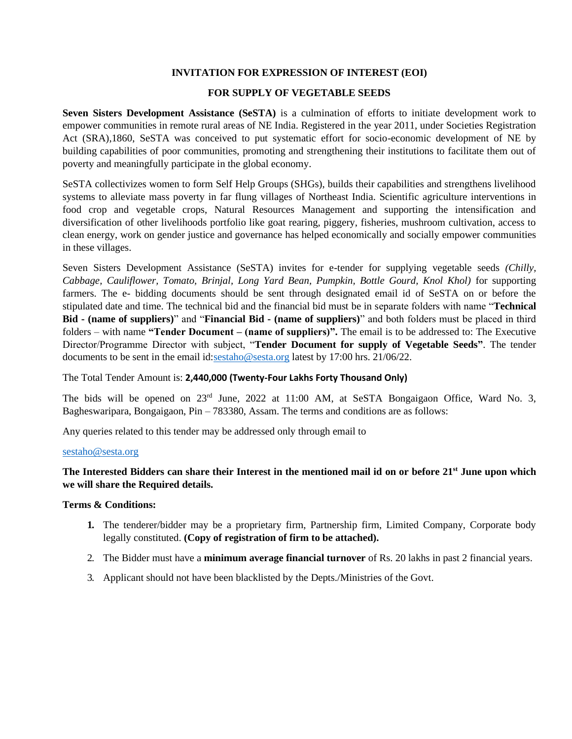## INVITATION FOR EXPRESSION OF INTEREST (EOI)

## FOR SUPPLY OF VEGETABLE SEEDS

**Seven Sisters Development Assistance (SeSTA)** is a culmination of efforts to initiate development work to empower communities in remote rural areas of NE India. Registered in the year 2011, under Societies Registration Act (SRA),1860, SeSTA was conceived to put systematic effort for socio-economic development of NE by building capabilities of poor communities, promoting and strengthening their institutions to facilitate them out of poverty and meaningfully participate in the global economy.

SeSTA collectivizes women to form Self Help Groups (SHGs), builds their capabilities and strengthens livelihood systems to alleviate mass poverty in far flung villages of Northeast India. Scientific agriculture interventions in food crop and vegetable crops, Natural Resources Management and supporting the intensification and diversification of other livelihoods portfolio like goat rearing, piggery, fisheries, mushroom cultivation, access to clean energy, work on gender justice and governance has helped economically and socially empower communities in these villages.

Seven Sisters Development Assistance (SeSTA) invites for e-tender for supplying vegetable seeds *(Chilly, Cabbage, Cauliflower, Tomato, Brinjal, Long Yard Bean, Pumpkin, Bottle Gourd, Knol Khol)* for supporting farmers. The e- bidding documents should be sent through designated email id of SeSTA on or before the stipulated date and time. The technical bid and the financial bid must be in separate folders with name "**Technical Bid - (name of suppliers)**" and "**Financial Bid - (name of suppliers)**" and both folders must be placed in third folders – with name **"Tender Document – (name of suppliers)".** The email is to be addressed to: The Executive Director/Programme Director with subject, "**Tender Document for supply of Vegetable Seeds"**. The tender documents to be sent in the email id:sestaho@sesta.org latest by 17:00 hrs. 21/06/22.

The Total Tender Amount is: **2,440,000 (Twenty-Four Lakhs Forty Thousand Only)**

The bids will be opened on 23rd June, 2022 at 11:00 AM, at SeSTA Bongaigaon Office, Ward No. 3, Bagheswaripara, Bongaigaon, Pin – 783380, Assam. The terms and conditions are as follows:

Any queries related to this tender may be addressed only through email to

sestaho@sesta.org

**The Interested Bidders can share their Interest in the mentioned mail id on or before 21st June upon which we will share the Required details.**

**Terms & Conditions:**

1. The tenderer/bidder may be a proprietary firm, Partnership firm, Limited Company, Corporate body legally constituted. **(Copy of registration of firm to be attached).**
2. The Bidder must have a **minimum average financial turnover** of Rs. 20 lakhs in past 2 financial years.
3. Applicant should not have been blacklisted by the Depts./Ministries of the Govt.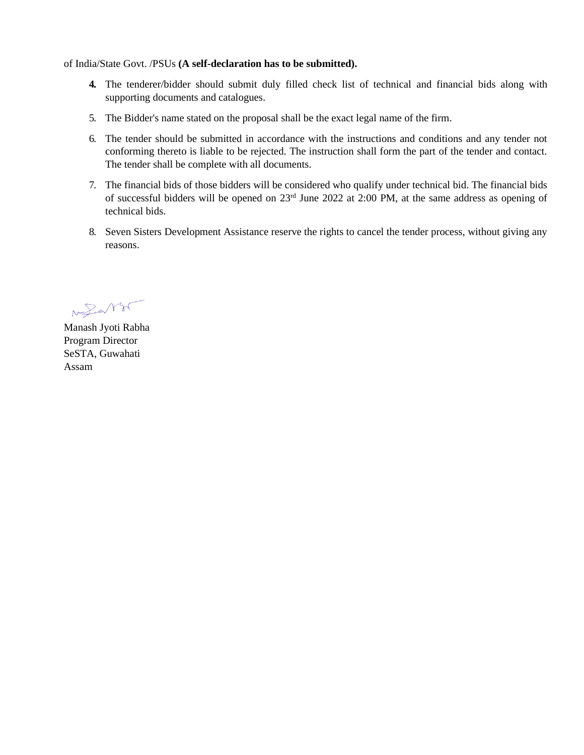of India/State Govt. /PSUs **(A self-declaration has to be submitted).**

4. The tenderer/bidder should submit duly filled check list of technical and financial bids along with supporting documents and catalogues.
5. The Bidder's name stated on the proposal shall be the exact legal name of the firm.
6. The tender should be submitted in accordance with the instructions and conditions and any tender not conforming thereto is liable to be rejected. The instruction shall form the part of the tender and contact. The tender shall be complete with all documents.
7. The financial bids of those bidders will be considered who qualify under technical bid. The financial bids of successful bidders will be opened on 23rd June 2022 at 2:00 PM, at the same address as opening of technical bids.
8. Seven Sisters Development Assistance reserve the rights to cancel the tender process, without giving any reasons.

Manash Jyoti Rabha
Program Director
SeSTA, Guwahati
Assam